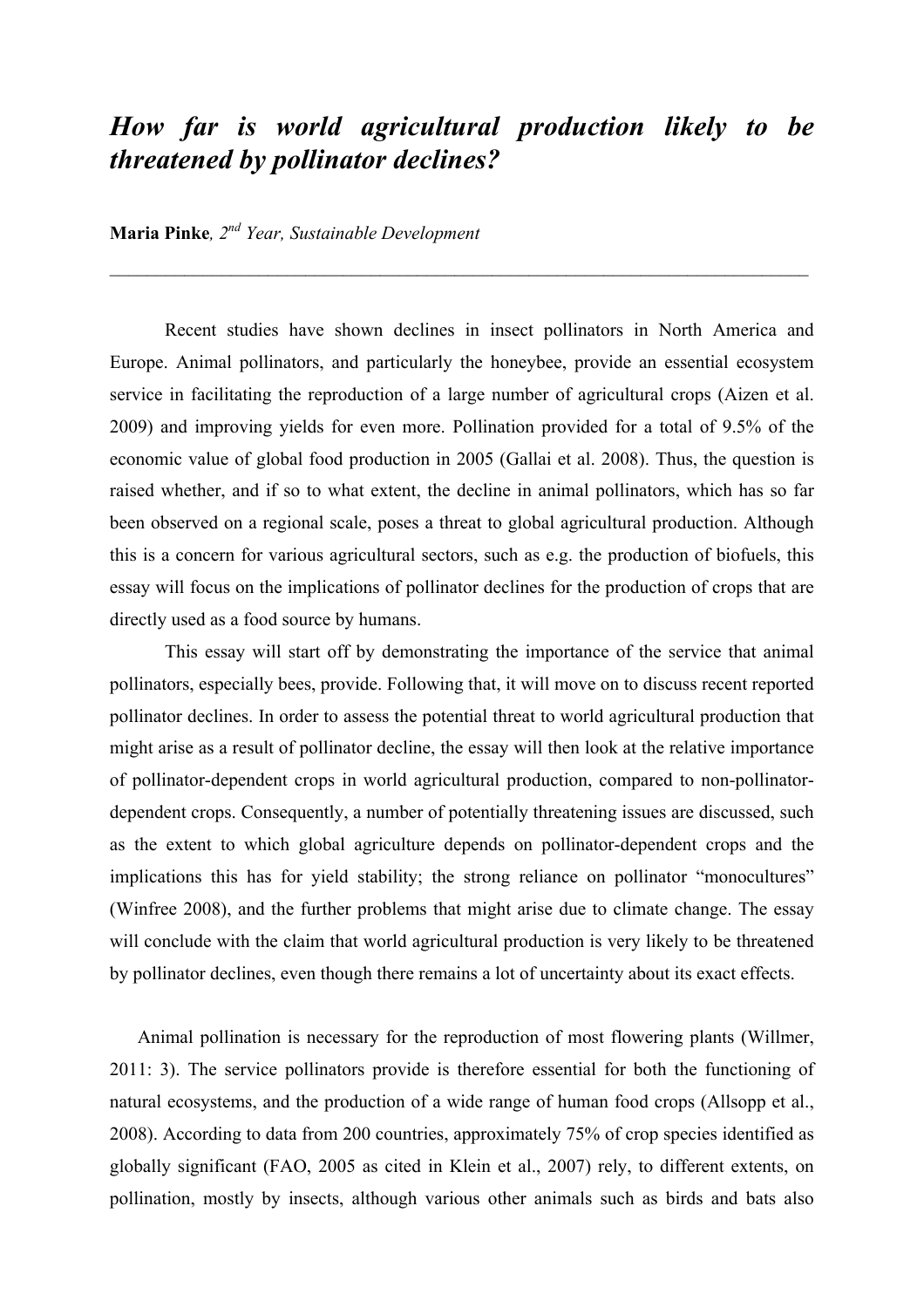# *How far is world agricultural production likely to be threatened by pollinator declines?*

**Maria Pinke**, *2nd Year, Sustainable Development*

---

Recent studies have shown declines in insect pollinators in North America and Europe. Animal pollinators, and particularly the honeybee, provide an essential ecosystem service in facilitating the reproduction of a large number of agricultural crops (Aizen et al. 2009) and improving yields for even more. Pollination provided for a total of 9.5% of the economic value of global food production in 2005 (Gallai et al. 2008). Thus, the question is raised whether, and if so to what extent, the decline in animal pollinators, which has so far been observed on a regional scale, poses a threat to global agricultural production. Although this is a concern for various agricultural sectors, such as e.g. the production of biofuels, this essay will focus on the implications of pollinator declines for the production of crops that are directly used as a food source by humans.

This essay will start off by demonstrating the importance of the service that animal pollinators, especially bees, provide. Following that, it will move on to discuss recent reported pollinator declines. In order to assess the potential threat to world agricultural production that might arise as a result of pollinator decline, the essay will then look at the relative importance of pollinator-dependent crops in world agricultural production, compared to non-pollinator-dependent crops. Consequently, a number of potentially threatening issues are discussed, such as the extent to which global agriculture depends on pollinator-dependent crops and the implications this has for yield stability; the strong reliance on pollinator "monocultures" (Winfree 2008), and the further problems that might arise due to climate change. The essay will conclude with the claim that world agricultural production is very likely to be threatened by pollinator declines, even though there remains a lot of uncertainty about its exact effects.

Animal pollination is necessary for the reproduction of most flowering plants (Willmer, 2011: 3). The service pollinators provide is therefore essential for both the functioning of natural ecosystems, and the production of a wide range of human food crops (Allsopp et al., 2008). According to data from 200 countries, approximately 75% of crop species identified as globally significant (FAO, 2005 as cited in Klein et al., 2007) rely, to different extents, on pollination, mostly by insects, although various other animals such as birds and bats also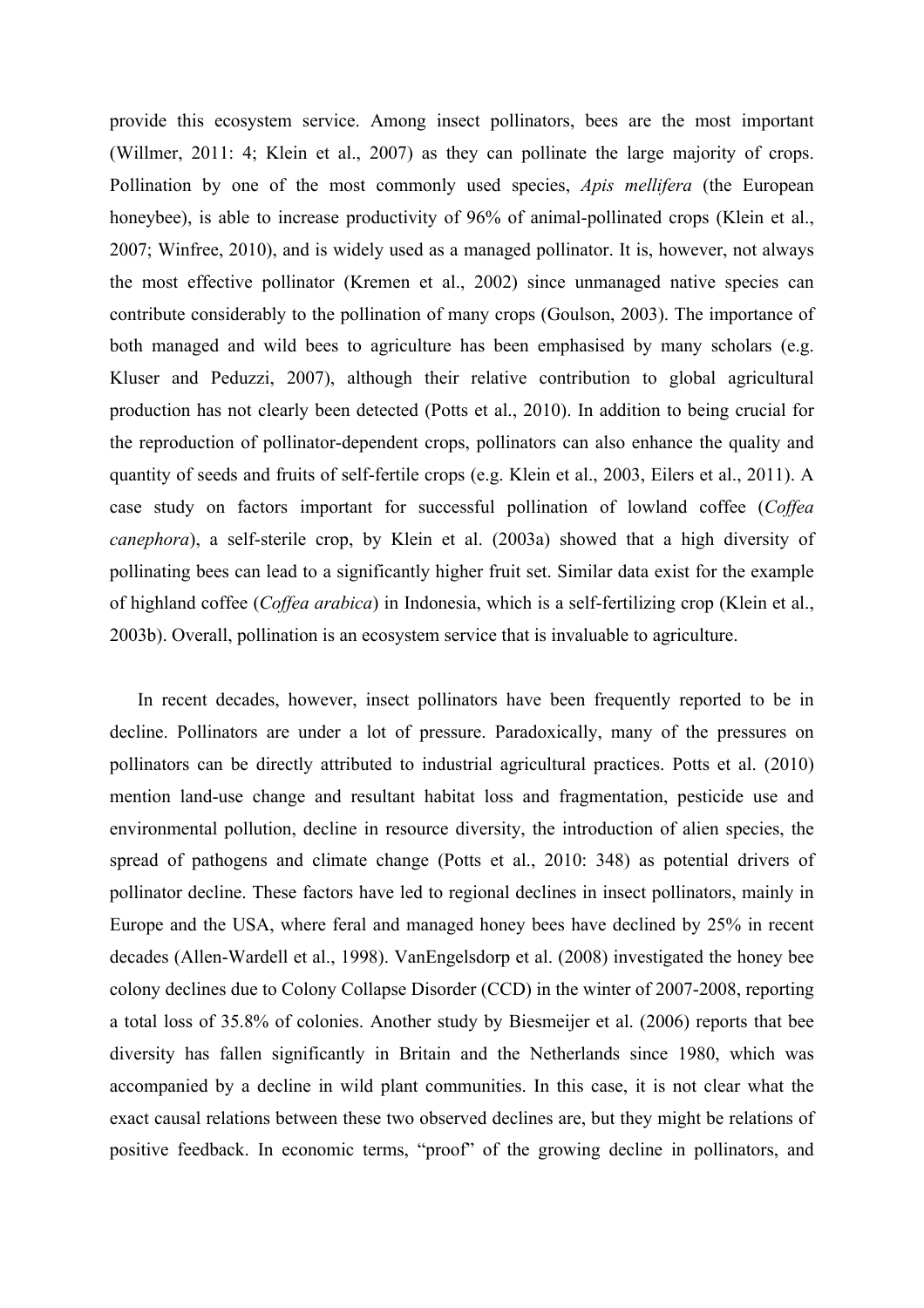provide this ecosystem service. Among insect pollinators, bees are the most important (Willmer, 2011: 4; Klein et al., 2007) as they can pollinate the large majority of crops. Pollination by one of the most commonly used species, *Apis mellifera* (the European honeybee), is able to increase productivity of 96% of animal-pollinated crops (Klein et al., 2007; Winfree, 2010), and is widely used as a managed pollinator. It is, however, not always the most effective pollinator (Kremen et al., 2002) since unmanaged native species can contribute considerably to the pollination of many crops (Goulson, 2003). The importance of both managed and wild bees to agriculture has been emphasised by many scholars (e.g. Kluser and Peduzzi, 2007), although their relative contribution to global agricultural production has not clearly been detected (Potts et al., 2010). In addition to being crucial for the reproduction of pollinator-dependent crops, pollinators can also enhance the quality and quantity of seeds and fruits of self-fertile crops (e.g. Klein et al., 2003, Eilers et al., 2011). A case study on factors important for successful pollination of lowland coffee (*Coffea canephora*), a self-sterile crop, by Klein et al. (2003a) showed that a high diversity of pollinating bees can lead to a significantly higher fruit set. Similar data exist for the example of highland coffee (*Coffea arabica*) in Indonesia, which is a self-fertilizing crop (Klein et al., 2003b). Overall, pollination is an ecosystem service that is invaluable to agriculture.

In recent decades, however, insect pollinators have been frequently reported to be in decline. Pollinators are under a lot of pressure. Paradoxically, many of the pressures on pollinators can be directly attributed to industrial agricultural practices. Potts et al. (2010) mention land-use change and resultant habitat loss and fragmentation, pesticide use and environmental pollution, decline in resource diversity, the introduction of alien species, the spread of pathogens and climate change (Potts et al., 2010: 348) as potential drivers of pollinator decline. These factors have led to regional declines in insect pollinators, mainly in Europe and the USA, where feral and managed honey bees have declined by 25% in recent decades (Allen-Wardell et al., 1998). VanEngelsdorp et al. (2008) investigated the honey bee colony declines due to Colony Collapse Disorder (CCD) in the winter of 2007-2008, reporting a total loss of 35.8% of colonies. Another study by Biesmeijer et al. (2006) reports that bee diversity has fallen significantly in Britain and the Netherlands since 1980, which was accompanied by a decline in wild plant communities. In this case, it is not clear what the exact causal relations between these two observed declines are, but they might be relations of positive feedback. In economic terms, "proof" of the growing decline in pollinators, and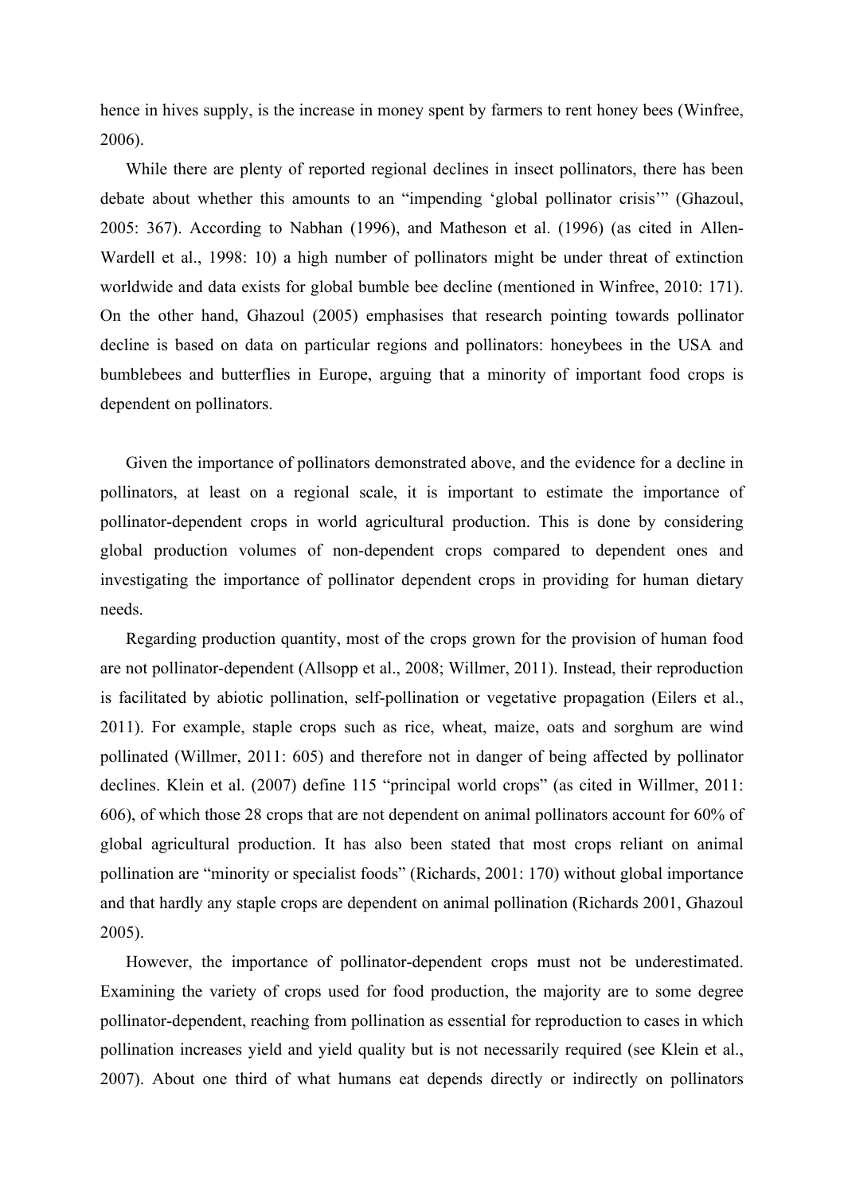hence in hives supply, is the increase in money spent by farmers to rent honey bees (Winfree, 2006).

While there are plenty of reported regional declines in insect pollinators, there has been debate about whether this amounts to an "impending 'global pollinator crisis'" (Ghazoul, 2005: 367). According to Nabhan (1996), and Matheson et al. (1996) (as cited in Allen-Wardell et al., 1998: 10) a high number of pollinators might be under threat of extinction worldwide and data exists for global bumble bee decline (mentioned in Winfree, 2010: 171). On the other hand, Ghazoul (2005) emphasises that research pointing towards pollinator decline is based on data on particular regions and pollinators: honeybees in the USA and bumblebees and butterflies in Europe, arguing that a minority of important food crops is dependent on pollinators.

Given the importance of pollinators demonstrated above, and the evidence for a decline in pollinators, at least on a regional scale, it is important to estimate the importance of pollinator-dependent crops in world agricultural production. This is done by considering global production volumes of non-dependent crops compared to dependent ones and investigating the importance of pollinator dependent crops in providing for human dietary needs.

Regarding production quantity, most of the crops grown for the provision of human food are not pollinator-dependent (Allsopp et al., 2008; Willmer, 2011). Instead, their reproduction is facilitated by abiotic pollination, self-pollination or vegetative propagation (Eilers et al., 2011). For example, staple crops such as rice, wheat, maize, oats and sorghum are wind pollinated (Willmer, 2011: 605) and therefore not in danger of being affected by pollinator declines. Klein et al. (2007) define 115 "principal world crops" (as cited in Willmer, 2011: 606), of which those 28 crops that are not dependent on animal pollinators account for 60% of global agricultural production. It has also been stated that most crops reliant on animal pollination are "minority or specialist foods" (Richards, 2001: 170) without global importance and that hardly any staple crops are dependent on animal pollination (Richards 2001, Ghazoul 2005).

However, the importance of pollinator-dependent crops must not be underestimated. Examining the variety of crops used for food production, the majority are to some degree pollinator-dependent, reaching from pollination as essential for reproduction to cases in which pollination increases yield and yield quality but is not necessarily required (see Klein et al., 2007). About one third of what humans eat depends directly or indirectly on pollinators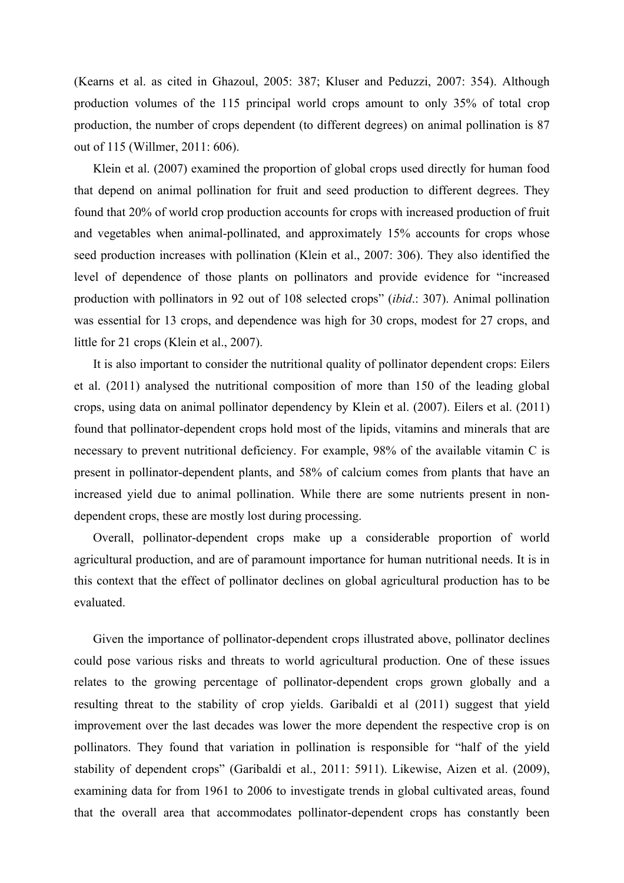(Kearns et al. as cited in Ghazoul, 2005: 387; Kluser and Peduzzi, 2007: 354). Although production volumes of the 115 principal world crops amount to only 35% of total crop production, the number of crops dependent (to different degrees) on animal pollination is 87 out of 115 (Willmer, 2011: 606).

Klein et al. (2007) examined the proportion of global crops used directly for human food that depend on animal pollination for fruit and seed production to different degrees. They found that 20% of world crop production accounts for crops with increased production of fruit and vegetables when animal-pollinated, and approximately 15% accounts for crops whose seed production increases with pollination (Klein et al., 2007: 306). They also identified the level of dependence of those plants on pollinators and provide evidence for "increased production with pollinators in 92 out of 108 selected crops" (*ibid*.: 307). Animal pollination was essential for 13 crops, and dependence was high for 30 crops, modest for 27 crops, and little for 21 crops (Klein et al., 2007).

It is also important to consider the nutritional quality of pollinator dependent crops: Eilers et al. (2011) analysed the nutritional composition of more than 150 of the leading global crops, using data on animal pollinator dependency by Klein et al. (2007). Eilers et al. (2011) found that pollinator-dependent crops hold most of the lipids, vitamins and minerals that are necessary to prevent nutritional deficiency. For example, 98% of the available vitamin C is present in pollinator-dependent plants, and 58% of calcium comes from plants that have an increased yield due to animal pollination. While there are some nutrients present in non-dependent crops, these are mostly lost during processing.

Overall, pollinator-dependent crops make up a considerable proportion of world agricultural production, and are of paramount importance for human nutritional needs. It is in this context that the effect of pollinator declines on global agricultural production has to be evaluated.

Given the importance of pollinator-dependent crops illustrated above, pollinator declines could pose various risks and threats to world agricultural production. One of these issues relates to the growing percentage of pollinator-dependent crops grown globally and a resulting threat to the stability of crop yields. Garibaldi et al (2011) suggest that yield improvement over the last decades was lower the more dependent the respective crop is on pollinators. They found that variation in pollination is responsible for "half of the yield stability of dependent crops" (Garibaldi et al., 2011: 5911). Likewise, Aizen et al. (2009), examining data for from 1961 to 2006 to investigate trends in global cultivated areas, found that the overall area that accommodates pollinator-dependent crops has constantly been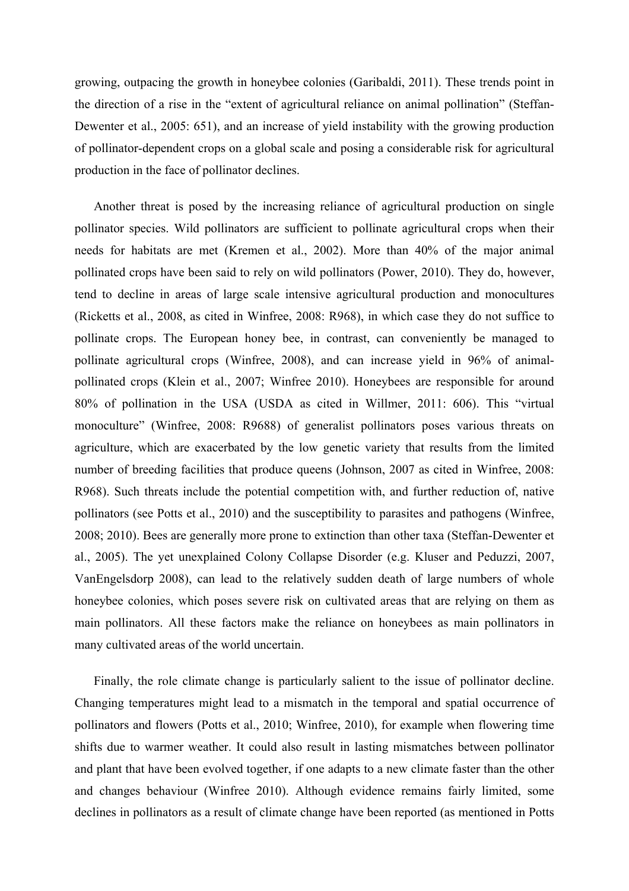growing, outpacing the growth in honeybee colonies (Garibaldi, 2011). These trends point in the direction of a rise in the "extent of agricultural reliance on animal pollination" (Steffan-Dewenter et al., 2005: 651), and an increase of yield instability with the growing production of pollinator-dependent crops on a global scale and posing a considerable risk for agricultural production in the face of pollinator declines.

Another threat is posed by the increasing reliance of agricultural production on single pollinator species. Wild pollinators are sufficient to pollinate agricultural crops when their needs for habitats are met (Kremen et al., 2002). More than 40% of the major animal pollinated crops have been said to rely on wild pollinators (Power, 2010). They do, however, tend to decline in areas of large scale intensive agricultural production and monocultures (Ricketts et al., 2008, as cited in Winfree, 2008: R968), in which case they do not suffice to pollinate crops. The European honey bee, in contrast, can conveniently be managed to pollinate agricultural crops (Winfree, 2008), and can increase yield in 96% of animal-pollinated crops (Klein et al., 2007; Winfree 2010). Honeybees are responsible for around 80% of pollination in the USA (USDA as cited in Willmer, 2011: 606). This "virtual monoculture" (Winfree, 2008: R9688) of generalist pollinators poses various threats on agriculture, which are exacerbated by the low genetic variety that results from the limited number of breeding facilities that produce queens (Johnson, 2007 as cited in Winfree, 2008: R968). Such threats include the potential competition with, and further reduction of, native pollinators (see Potts et al., 2010) and the susceptibility to parasites and pathogens (Winfree, 2008; 2010). Bees are generally more prone to extinction than other taxa (Steffan-Dewenter et al., 2005). The yet unexplained Colony Collapse Disorder (e.g. Kluser and Peduzzi, 2007, VanEngelsdorp 2008), can lead to the relatively sudden death of large numbers of whole honeybee colonies, which poses severe risk on cultivated areas that are relying on them as main pollinators. All these factors make the reliance on honeybees as main pollinators in many cultivated areas of the world uncertain.

Finally, the role climate change is particularly salient to the issue of pollinator decline. Changing temperatures might lead to a mismatch in the temporal and spatial occurrence of pollinators and flowers (Potts et al., 2010; Winfree, 2010), for example when flowering time shifts due to warmer weather. It could also result in lasting mismatches between pollinator and plant that have been evolved together, if one adapts to a new climate faster than the other and changes behaviour (Winfree 2010). Although evidence remains fairly limited, some declines in pollinators as a result of climate change have been reported (as mentioned in Potts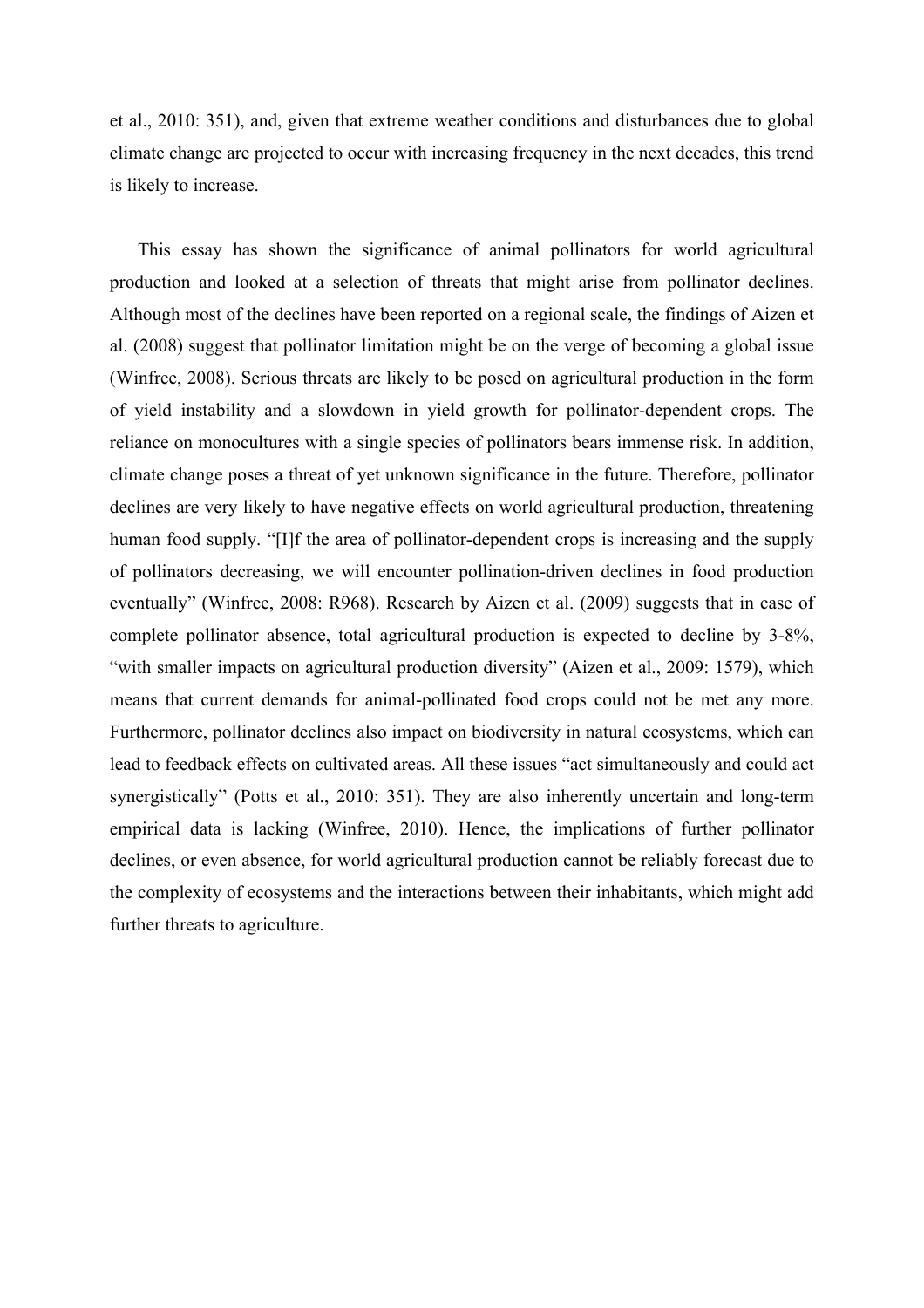et al., 2010: 351), and, given that extreme weather conditions and disturbances due to global climate change are projected to occur with increasing frequency in the next decades, this trend is likely to increase.

This essay has shown the significance of animal pollinators for world agricultural production and looked at a selection of threats that might arise from pollinator declines. Although most of the declines have been reported on a regional scale, the findings of Aizen et al. (2008) suggest that pollinator limitation might be on the verge of becoming a global issue (Winfree, 2008). Serious threats are likely to be posed on agricultural production in the form of yield instability and a slowdown in yield growth for pollinator-dependent crops. The reliance on monocultures with a single species of pollinators bears immense risk. In addition, climate change poses a threat of yet unknown significance in the future. Therefore, pollinator declines are very likely to have negative effects on world agricultural production, threatening human food supply. "[I]f the area of pollinator-dependent crops is increasing and the supply of pollinators decreasing, we will encounter pollination-driven declines in food production eventually" (Winfree, 2008: R968). Research by Aizen et al. (2009) suggests that in case of complete pollinator absence, total agricultural production is expected to decline by 3-8%, "with smaller impacts on agricultural production diversity" (Aizen et al., 2009: 1579), which means that current demands for animal-pollinated food crops could not be met any more. Furthermore, pollinator declines also impact on biodiversity in natural ecosystems, which can lead to feedback effects on cultivated areas. All these issues "act simultaneously and could act synergistically" (Potts et al., 2010: 351). They are also inherently uncertain and long-term empirical data is lacking (Winfree, 2010). Hence, the implications of further pollinator declines, or even absence, for world agricultural production cannot be reliably forecast due to the complexity of ecosystems and the interactions between their inhabitants, which might add further threats to agriculture.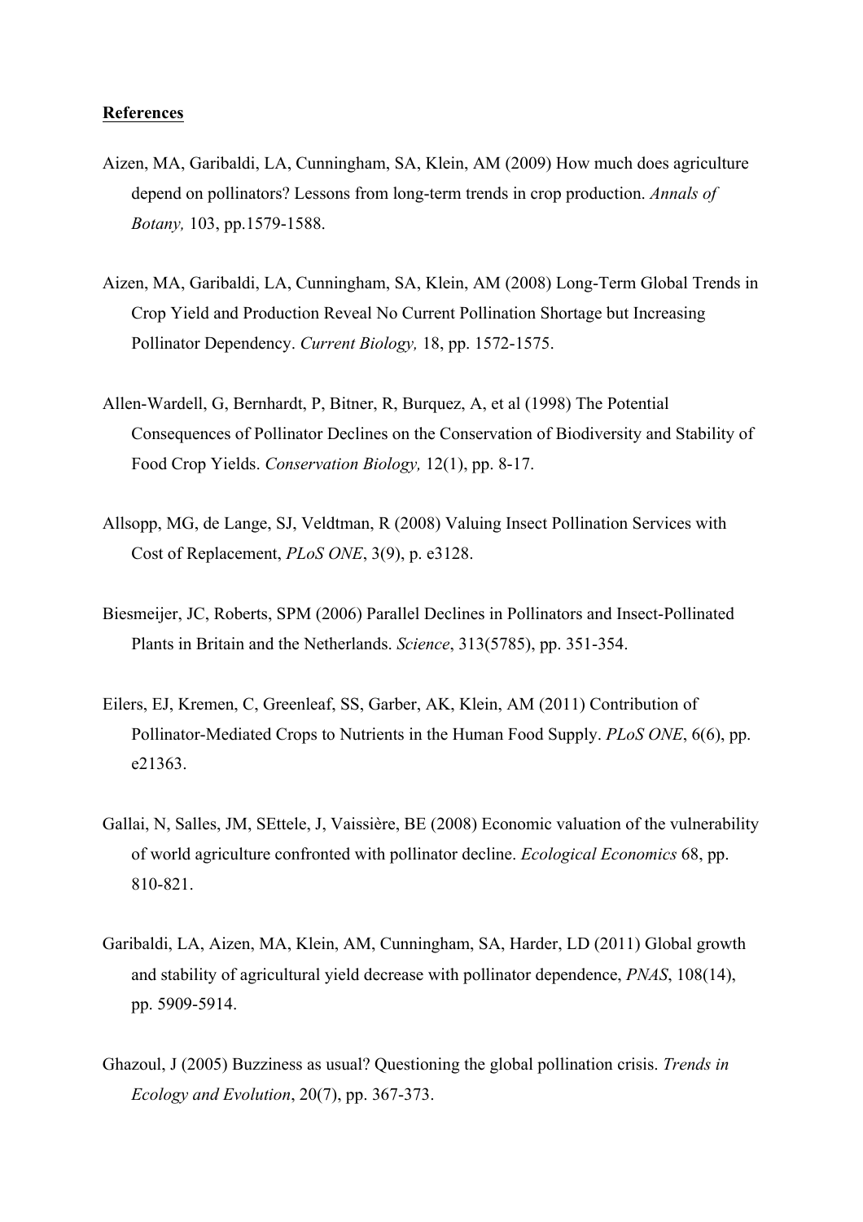**References**

Aizen, MA, Garibaldi, LA, Cunningham, SA, Klein, AM (2009) How much does agriculture depend on pollinators? Lessons from long-term trends in crop production. *Annals of Botany,* 103, pp.1579-1588.

Aizen, MA, Garibaldi, LA, Cunningham, SA, Klein, AM (2008) Long-Term Global Trends in Crop Yield and Production Reveal No Current Pollination Shortage but Increasing Pollinator Dependency. *Current Biology,* 18, pp. 1572-1575.

Allen-Wardell, G, Bernhardt, P, Bitner, R, Burquez, A, et al (1998) The Potential Consequences of Pollinator Declines on the Conservation of Biodiversity and Stability of Food Crop Yields. *Conservation Biology,* 12(1), pp. 8-17.

Allsopp, MG, de Lange, SJ, Veldtman, R (2008) Valuing Insect Pollination Services with Cost of Replacement, *PLoS ONE*, 3(9), p. e3128.

Biesmeijer, JC, Roberts, SPM (2006) Parallel Declines in Pollinators and Insect-Pollinated Plants in Britain and the Netherlands. *Science*, 313(5785), pp. 351-354.

Eilers, EJ, Kremen, C, Greenleaf, SS, Garber, AK, Klein, AM (2011) Contribution of Pollinator-Mediated Crops to Nutrients in the Human Food Supply. *PLoS ONE*, 6(6), pp. e21363.

Gallai, N, Salles, JM, SEttele, J, Vaissière, BE (2008) Economic valuation of the vulnerability of world agriculture confronted with pollinator decline. *Ecological Economics* 68, pp. 810-821.

Garibaldi, LA, Aizen, MA, Klein, AM, Cunningham, SA, Harder, LD (2011) Global growth and stability of agricultural yield decrease with pollinator dependence, *PNAS*, 108(14), pp. 5909-5914.

Ghazoul, J (2005) Buzziness as usual? Questioning the global pollination crisis. *Trends in Ecology and Evolution*, 20(7), pp. 367-373.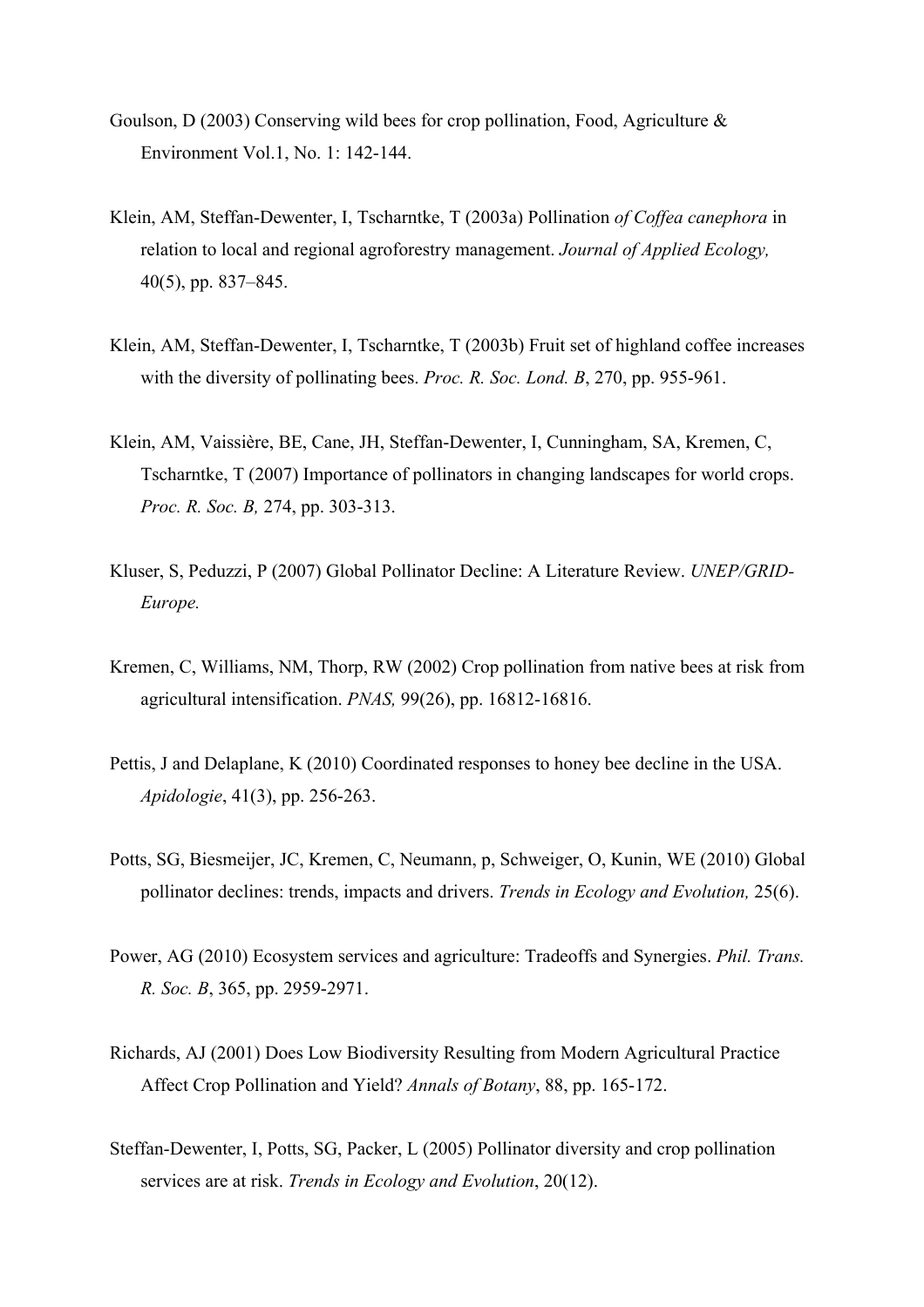Goulson, D (2003) Conserving wild bees for crop pollination, Food, Agriculture & Environment Vol.1, No. 1: 142-144.

Klein, AM, Steffan-Dewenter, I, Tscharntke, T (2003a) Pollination *of Coffea canephora* in relation to local and regional agroforestry management. *Journal of Applied Ecology,* 40(5), pp. 837–845.

Klein, AM, Steffan-Dewenter, I, Tscharntke, T (2003b) Fruit set of highland coffee increases with the diversity of pollinating bees. *Proc. R. Soc. Lond. B*, 270, pp. 955-961.

Klein, AM, Vaissière, BE, Cane, JH, Steffan-Dewenter, I, Cunningham, SA, Kremen, C, Tscharntke, T (2007) Importance of pollinators in changing landscapes for world crops. *Proc. R. Soc. B,* 274, pp. 303-313.

Kluser, S, Peduzzi, P (2007) Global Pollinator Decline: A Literature Review. *UNEP/GRID-Europe.*

Kremen, C, Williams, NM, Thorp, RW (2002) Crop pollination from native bees at risk from agricultural intensification. *PNAS,* 99(26), pp. 16812-16816.

Pettis, J and Delaplane, K (2010) Coordinated responses to honey bee decline in the USA. *Apidologie*, 41(3), pp. 256-263.

Potts, SG, Biesmeijer, JC, Kremen, C, Neumann, p, Schweiger, O, Kunin, WE (2010) Global pollinator declines: trends, impacts and drivers. *Trends in Ecology and Evolution,* 25(6).

Power, AG (2010) Ecosystem services and agriculture: Tradeoffs and Synergies. *Phil. Trans. R. Soc. B*, 365, pp. 2959-2971.

Richards, AJ (2001) Does Low Biodiversity Resulting from Modern Agricultural Practice Affect Crop Pollination and Yield? *Annals of Botany*, 88, pp. 165-172.

Steffan-Dewenter, I, Potts, SG, Packer, L (2005) Pollinator diversity and crop pollination services are at risk. *Trends in Ecology and Evolution*, 20(12).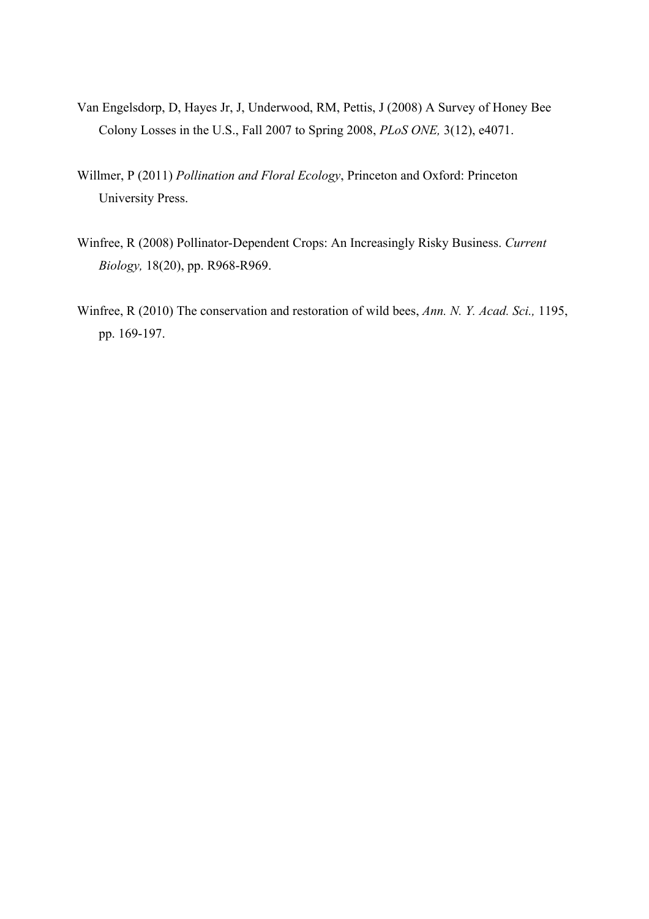Van Engelsdorp, D, Hayes Jr, J, Underwood, RM, Pettis, J (2008) A Survey of Honey Bee Colony Losses in the U.S., Fall 2007 to Spring 2008, *PLoS ONE,* 3(12), e4071.

Willmer, P (2011) *Pollination and Floral Ecology*, Princeton and Oxford: Princeton University Press.

Winfree, R (2008) Pollinator-Dependent Crops: An Increasingly Risky Business. *Current Biology,* 18(20), pp. R968-R969.

Winfree, R (2010) The conservation and restoration of wild bees, *Ann. N. Y. Acad. Sci.,* 1195, pp. 169-197.